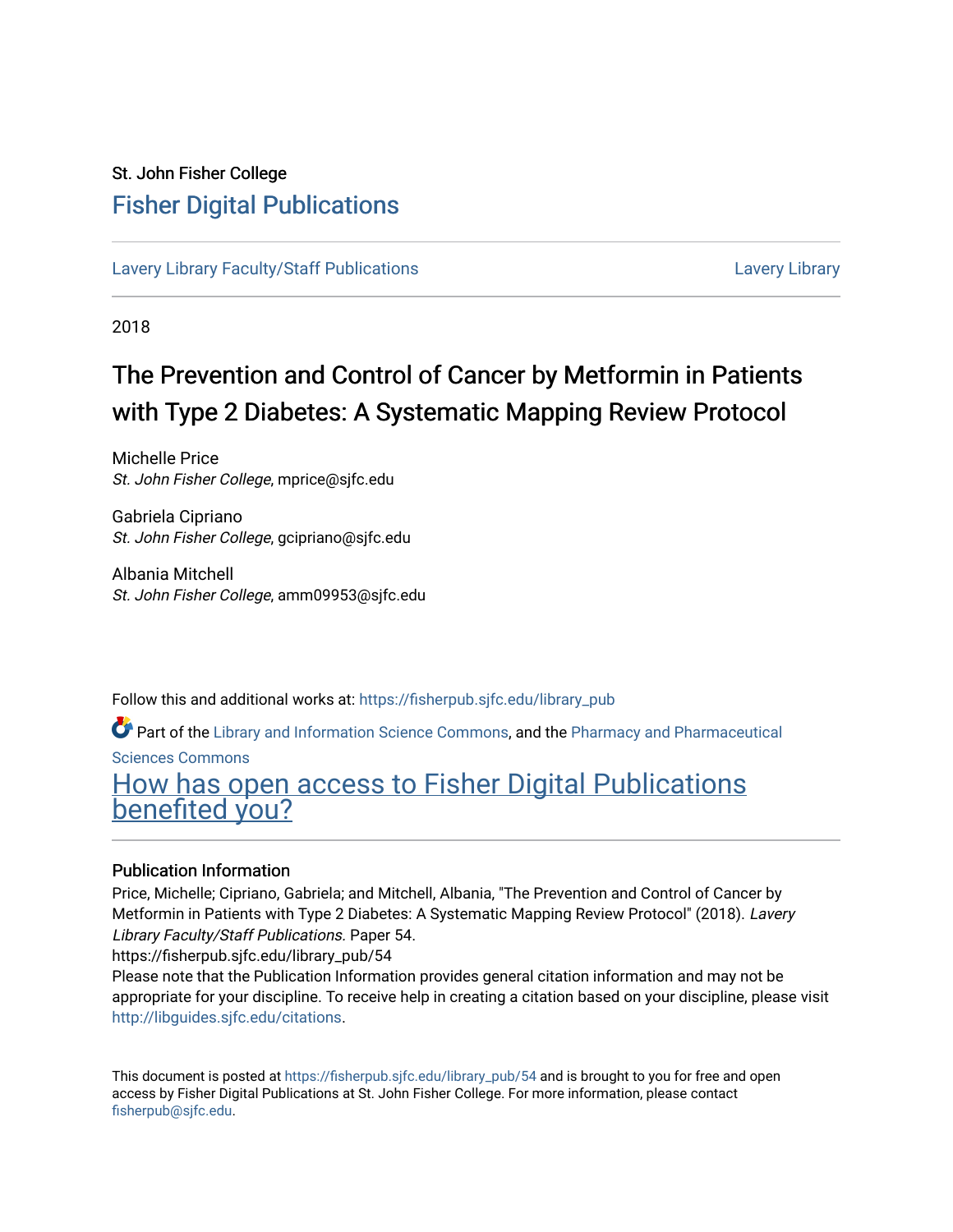St. John Fisher College

# Fisher Digital Publications

Lavery Library Faculty/Staff Publications | Lavery Library

2018

# The Prevention and Control of Cancer by Metformin in Patients with Type 2 Diabetes: A Systematic Mapping Review Protocol

Michelle Price
*St. John Fisher College*, mprice@sjfc.edu

Gabriela Cipriano
*St. John Fisher College*, gcipriano@sjfc.edu

Albania Mitchell
*St. John Fisher College*, amm09953@sjfc.edu

Follow this and additional works at: https://fisherpub.sjfc.edu/library_pub

Part of the Library and Information Science Commons, and the Pharmacy and Pharmaceutical Sciences Commons

How has open access to Fisher Digital Publications benefited you?

### Publication Information

Price, Michelle; Cipriano, Gabriela; and Mitchell, Albania, "The Prevention and Control of Cancer by Metformin in Patients with Type 2 Diabetes: A Systematic Mapping Review Protocol" (2018). *Lavery Library Faculty/Staff Publications.* Paper 54.
https://fisherpub.sjfc.edu/library_pub/54

Please note that the Publication Information provides general citation information and may not be appropriate for your discipline. To receive help in creating a citation based on your discipline, please visit http://libguides.sjfc.edu/citations.

This document is posted at https://fisherpub.sjfc.edu/library_pub/54 and is brought to you for free and open access by Fisher Digital Publications at St. John Fisher College. For more information, please contact fisherpub@sjfc.edu.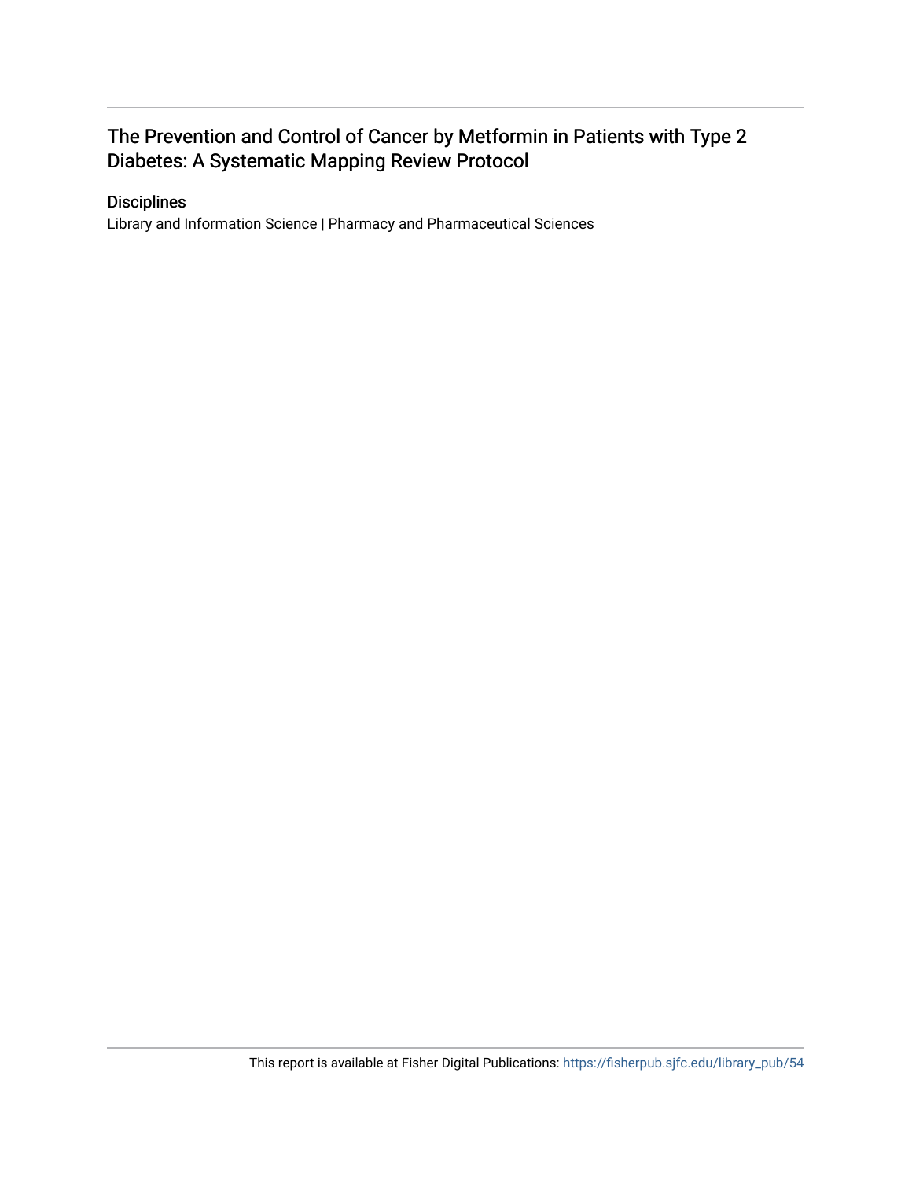# The Prevention and Control of Cancer by Metformin in Patients with Type 2 Diabetes: A Systematic Mapping Review Protocol

## Disciplines

Library and Information Science | Pharmacy and Pharmaceutical Sciences

This report is available at Fisher Digital Publications: https://fisherpub.sjfc.edu/library_pub/54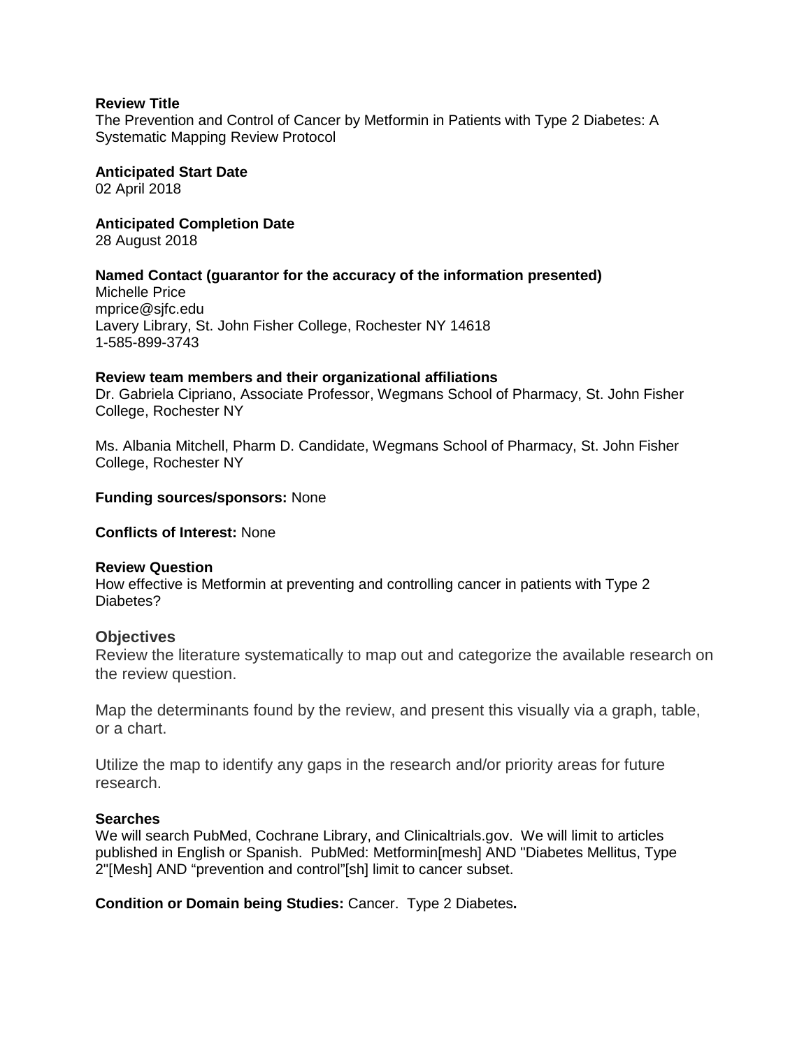**Review Title**
The Prevention and Control of Cancer by Metformin in Patients with Type 2 Diabetes: A Systematic Mapping Review Protocol

**Anticipated Start Date**
02 April 2018

**Anticipated Completion Date**
28 August 2018

**Named Contact (guarantor for the accuracy of the information presented)**
Michelle Price
mprice@sjfc.edu
Lavery Library, St. John Fisher College, Rochester NY 14618
1-585-899-3743

**Review team members and their organizational affiliations**
Dr. Gabriela Cipriano, Associate Professor, Wegmans School of Pharmacy, St. John Fisher College, Rochester NY

Ms. Albania Mitchell, Pharm D. Candidate, Wegmans School of Pharmacy, St. John Fisher College, Rochester NY

**Funding sources/sponsors:** None

**Conflicts of Interest:** None

**Review Question**
How effective is Metformin at preventing and controlling cancer in patients with Type 2 Diabetes?

## Objectives

Review the literature systematically to map out and categorize the available research on the review question.

Map the determinants found by the review, and present this visually via a graph, table, or a chart.

Utilize the map to identify any gaps in the research and/or priority areas for future research.

**Searches**
We will search PubMed, Cochrane Library, and Clinicaltrials.gov. We will limit to articles published in English or Spanish. PubMed: Metformin[mesh] AND "Diabetes Mellitus, Type 2"[Mesh] AND "prevention and control"[sh] limit to cancer subset.

**Condition or Domain being Studies:** Cancer. Type 2 Diabetes**.**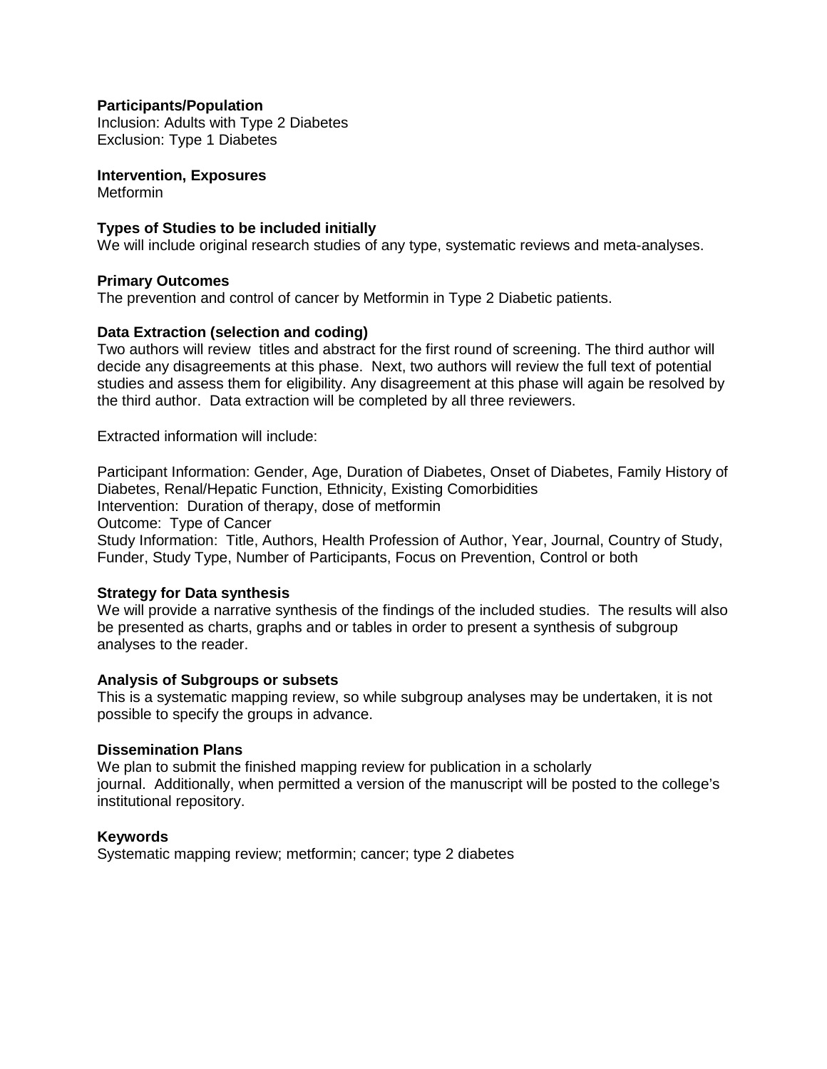**Participants/Population**
Inclusion: Adults with Type 2 Diabetes
Exclusion: Type 1 Diabetes

**Intervention, Exposures**
Metformin

**Types of Studies to be included initially**
We will include original research studies of any type, systematic reviews and meta-analyses.

**Primary Outcomes**
The prevention and control of cancer by Metformin in Type 2 Diabetic patients.

**Data Extraction (selection and coding)**
Two authors will review titles and abstract for the first round of screening. The third author will decide any disagreements at this phase. Next, two authors will review the full text of potential studies and assess them for eligibility. Any disagreement at this phase will again be resolved by the third author. Data extraction will be completed by all three reviewers.

Extracted information will include:

Participant Information: Gender, Age, Duration of Diabetes, Onset of Diabetes, Family History of Diabetes, Renal/Hepatic Function, Ethnicity, Existing Comorbidities
Intervention: Duration of therapy, dose of metformin
Outcome: Type of Cancer
Study Information: Title, Authors, Health Profession of Author, Year, Journal, Country of Study, Funder, Study Type, Number of Participants, Focus on Prevention, Control or both

**Strategy for Data synthesis**
We will provide a narrative synthesis of the findings of the included studies. The results will also be presented as charts, graphs and or tables in order to present a synthesis of subgroup analyses to the reader.

**Analysis of Subgroups or subsets**
This is a systematic mapping review, so while subgroup analyses may be undertaken, it is not possible to specify the groups in advance.

**Dissemination Plans**
We plan to submit the finished mapping review for publication in a scholarly journal. Additionally, when permitted a version of the manuscript will be posted to the college's institutional repository.

**Keywords**
Systematic mapping review; metformin; cancer; type 2 diabetes